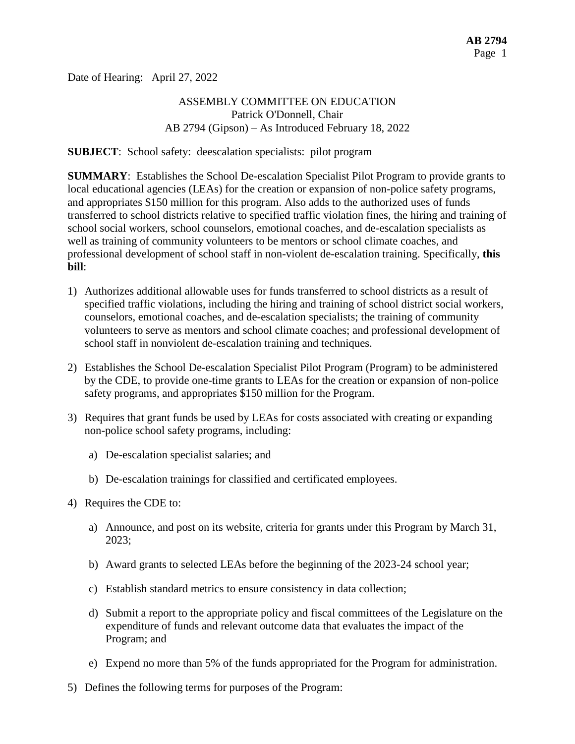Date of Hearing: April 27, 2022

ASSEMBLY COMMITTEE ON EDUCATION
Patrick O'Donnell, Chair
AB 2794 (Gipson) – As Introduced February 18, 2022

**SUBJECT**: School safety: deescalation specialists: pilot program

**SUMMARY**: Establishes the School De-escalation Specialist Pilot Program to provide grants to local educational agencies (LEAs) for the creation or expansion of non-police safety programs, and appropriates $150 million for this program. Also adds to the authorized uses of funds transferred to school districts relative to specified traffic violation fines, the hiring and training of school social workers, school counselors, emotional coaches, and de-escalation specialists as well as training of community volunteers to be mentors or school climate coaches, and professional development of school staff in non-violent de-escalation training. Specifically, **this bill**:

1) Authorizes additional allowable uses for funds transferred to school districts as a result of specified traffic violations, including the hiring and training of school district social workers, counselors, emotional coaches, and de-escalation specialists; the training of community volunteers to serve as mentors and school climate coaches; and professional development of school staff in nonviolent de-escalation training and techniques.

2) Establishes the School De-escalation Specialist Pilot Program (Program) to be administered by the CDE, to provide one-time grants to LEAs for the creation or expansion of non-police safety programs, and appropriates $150 million for the Program.

3) Requires that grant funds be used by LEAs for costs associated with creating or expanding non-police school safety programs, including:

   a) De-escalation specialist salaries; and

   b) De-escalation trainings for classified and certificated employees.

4) Requires the CDE to:

   a) Announce, and post on its website, criteria for grants under this Program by March 31, 2023;

   b) Award grants to selected LEAs before the beginning of the 2023-24 school year;

   c) Establish standard metrics to ensure consistency in data collection;

   d) Submit a report to the appropriate policy and fiscal committees of the Legislature on the expenditure of funds and relevant outcome data that evaluates the impact of the Program; and

   e) Expend no more than 5% of the funds appropriated for the Program for administration.

5) Defines the following terms for purposes of the Program: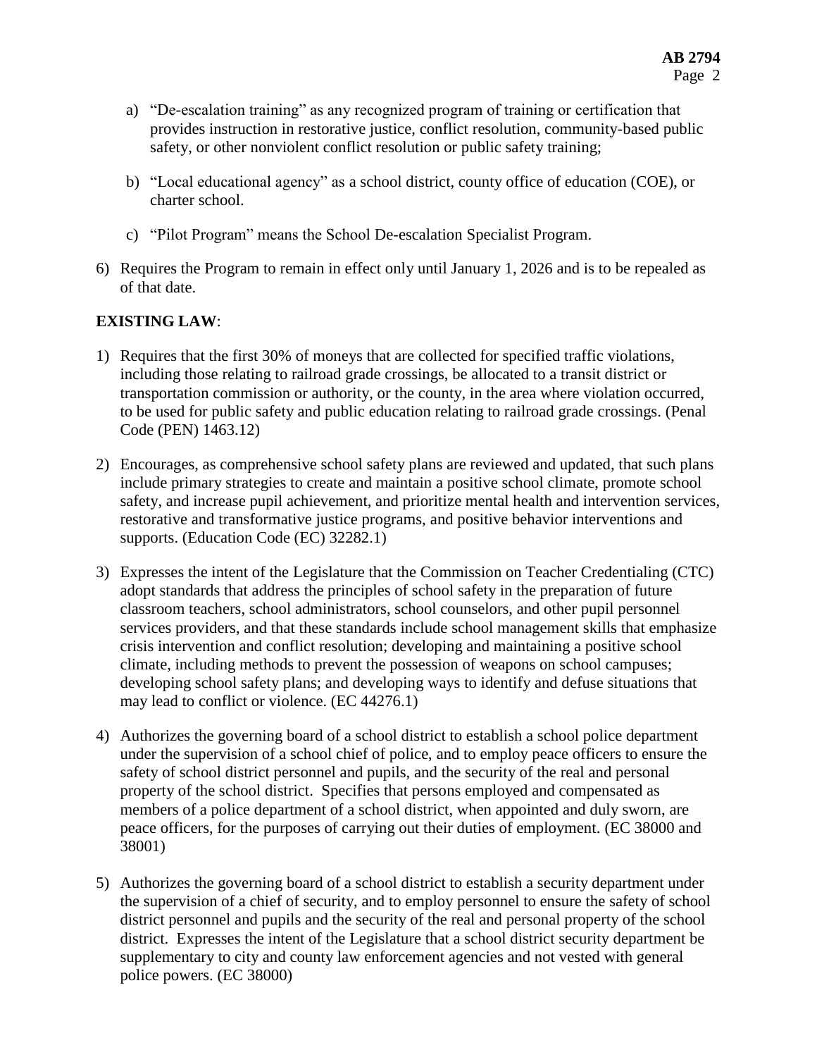a) "De-escalation training" as any recognized program of training or certification that provides instruction in restorative justice, conflict resolution, community-based public safety, or other nonviolent conflict resolution or public safety training;

b) "Local educational agency" as a school district, county office of education (COE), or charter school.

c) "Pilot Program" means the School De-escalation Specialist Program.

6) Requires the Program to remain in effect only until January 1, 2026 and is to be repealed as of that date.

**EXISTING LAW**:

1) Requires that the first 30% of moneys that are collected for specified traffic violations, including those relating to railroad grade crossings, be allocated to a transit district or transportation commission or authority, or the county, in the area where violation occurred, to be used for public safety and public education relating to railroad grade crossings. (Penal Code (PEN) 1463.12)

2) Encourages, as comprehensive school safety plans are reviewed and updated, that such plans include primary strategies to create and maintain a positive school climate, promote school safety, and increase pupil achievement, and prioritize mental health and intervention services, restorative and transformative justice programs, and positive behavior interventions and supports. (Education Code (EC) 32282.1)

3) Expresses the intent of the Legislature that the Commission on Teacher Credentialing (CTC) adopt standards that address the principles of school safety in the preparation of future classroom teachers, school administrators, school counselors, and other pupil personnel services providers, and that these standards include school management skills that emphasize crisis intervention and conflict resolution; developing and maintaining a positive school climate, including methods to prevent the possession of weapons on school campuses; developing school safety plans; and developing ways to identify and defuse situations that may lead to conflict or violence. (EC 44276.1)

4) Authorizes the governing board of a school district to establish a school police department under the supervision of a school chief of police, and to employ peace officers to ensure the safety of school district personnel and pupils, and the security of the real and personal property of the school district. Specifies that persons employed and compensated as members of a police department of a school district, when appointed and duly sworn, are peace officers, for the purposes of carrying out their duties of employment. (EC 38000 and 38001)

5) Authorizes the governing board of a school district to establish a security department under the supervision of a chief of security, and to employ personnel to ensure the safety of school district personnel and pupils and the security of the real and personal property of the school district. Expresses the intent of the Legislature that a school district security department be supplementary to city and county law enforcement agencies and not vested with general police powers. (EC 38000)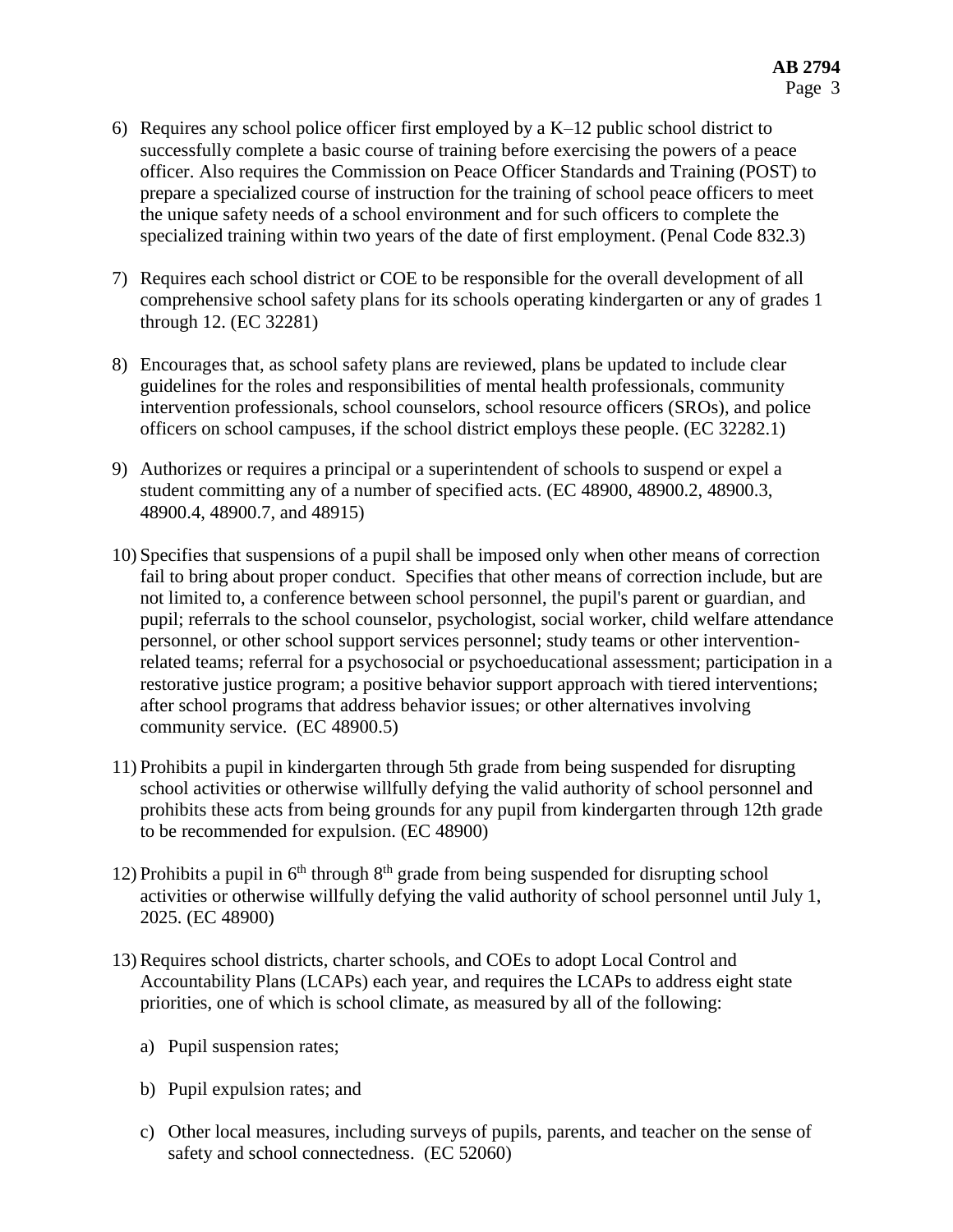6) Requires any school police officer first employed by a K–12 public school district to successfully complete a basic course of training before exercising the powers of a peace officer. Also requires the Commission on Peace Officer Standards and Training (POST) to prepare a specialized course of instruction for the training of school peace officers to meet the unique safety needs of a school environment and for such officers to complete the specialized training within two years of the date of first employment. (Penal Code 832.3)

7) Requires each school district or COE to be responsible for the overall development of all comprehensive school safety plans for its schools operating kindergarten or any of grades 1 through 12. (EC 32281)

8) Encourages that, as school safety plans are reviewed, plans be updated to include clear guidelines for the roles and responsibilities of mental health professionals, community intervention professionals, school counselors, school resource officers (SROs), and police officers on school campuses, if the school district employs these people. (EC 32282.1)

9) Authorizes or requires a principal or a superintendent of schools to suspend or expel a student committing any of a number of specified acts. (EC 48900, 48900.2, 48900.3, 48900.4, 48900.7, and 48915)

10) Specifies that suspensions of a pupil shall be imposed only when other means of correction fail to bring about proper conduct. Specifies that other means of correction include, but are not limited to, a conference between school personnel, the pupil's parent or guardian, and pupil; referrals to the school counselor, psychologist, social worker, child welfare attendance personnel, or other school support services personnel; study teams or other intervention-related teams; referral for a psychosocial or psychoeducational assessment; participation in a restorative justice program; a positive behavior support approach with tiered interventions; after school programs that address behavior issues; or other alternatives involving community service. (EC 48900.5)

11) Prohibits a pupil in kindergarten through 5th grade from being suspended for disrupting school activities or otherwise willfully defying the valid authority of school personnel and prohibits these acts from being grounds for any pupil from kindergarten through 12th grade to be recommended for expulsion. (EC 48900)

12) Prohibits a pupil in 6th through 8th grade from being suspended for disrupting school activities or otherwise willfully defying the valid authority of school personnel until July 1, 2025. (EC 48900)

13) Requires school districts, charter schools, and COEs to adopt Local Control and Accountability Plans (LCAPs) each year, and requires the LCAPs to address eight state priorities, one of which is school climate, as measured by all of the following:

    a) Pupil suspension rates;

    b) Pupil expulsion rates; and

    c) Other local measures, including surveys of pupils, parents, and teacher on the sense of safety and school connectedness. (EC 52060)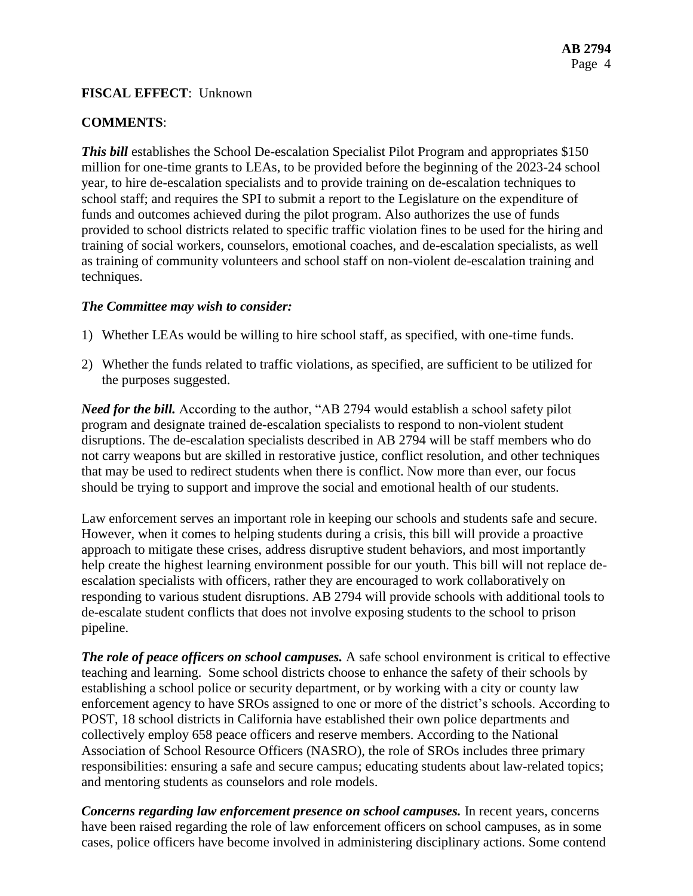**FISCAL EFFECT**: Unknown

**COMMENTS**:

***This bill*** establishes the School De-escalation Specialist Pilot Program and appropriates $150 million for one-time grants to LEAs, to be provided before the beginning of the 2023-24 school year, to hire de-escalation specialists and to provide training on de-escalation techniques to school staff; and requires the SPI to submit a report to the Legislature on the expenditure of funds and outcomes achieved during the pilot program. Also authorizes the use of funds provided to school districts related to specific traffic violation fines to be used for the hiring and training of social workers, counselors, emotional coaches, and de-escalation specialists, as well as training of community volunteers and school staff on non-violent de-escalation training and techniques.

***The Committee may wish to consider:***

1) Whether LEAs would be willing to hire school staff, as specified, with one-time funds.
2) Whether the funds related to traffic violations, as specified, are sufficient to be utilized for the purposes suggested.

***Need for the bill.*** According to the author, "AB 2794 would establish a school safety pilot program and designate trained de-escalation specialists to respond to non-violent student disruptions. The de-escalation specialists described in AB 2794 will be staff members who do not carry weapons but are skilled in restorative justice, conflict resolution, and other techniques that may be used to redirect students when there is conflict. Now more than ever, our focus should be trying to support and improve the social and emotional health of our students.

Law enforcement serves an important role in keeping our schools and students safe and secure. However, when it comes to helping students during a crisis, this bill will provide a proactive approach to mitigate these crises, address disruptive student behaviors, and most importantly help create the highest learning environment possible for our youth. This bill will not replace de-escalation specialists with officers, rather they are encouraged to work collaboratively on responding to various student disruptions. AB 2794 will provide schools with additional tools to de-escalate student conflicts that does not involve exposing students to the school to prison pipeline.

***The role of peace officers on school campuses.*** A safe school environment is critical to effective teaching and learning. Some school districts choose to enhance the safety of their schools by establishing a school police or security department, or by working with a city or county law enforcement agency to have SROs assigned to one or more of the district's schools. According to POST, 18 school districts in California have established their own police departments and collectively employ 658 peace officers and reserve members. According to the National Association of School Resource Officers (NASRO), the role of SROs includes three primary responsibilities: ensuring a safe and secure campus; educating students about law-related topics; and mentoring students as counselors and role models.

***Concerns regarding law enforcement presence on school campuses.*** In recent years, concerns have been raised regarding the role of law enforcement officers on school campuses, as in some cases, police officers have become involved in administering disciplinary actions. Some contend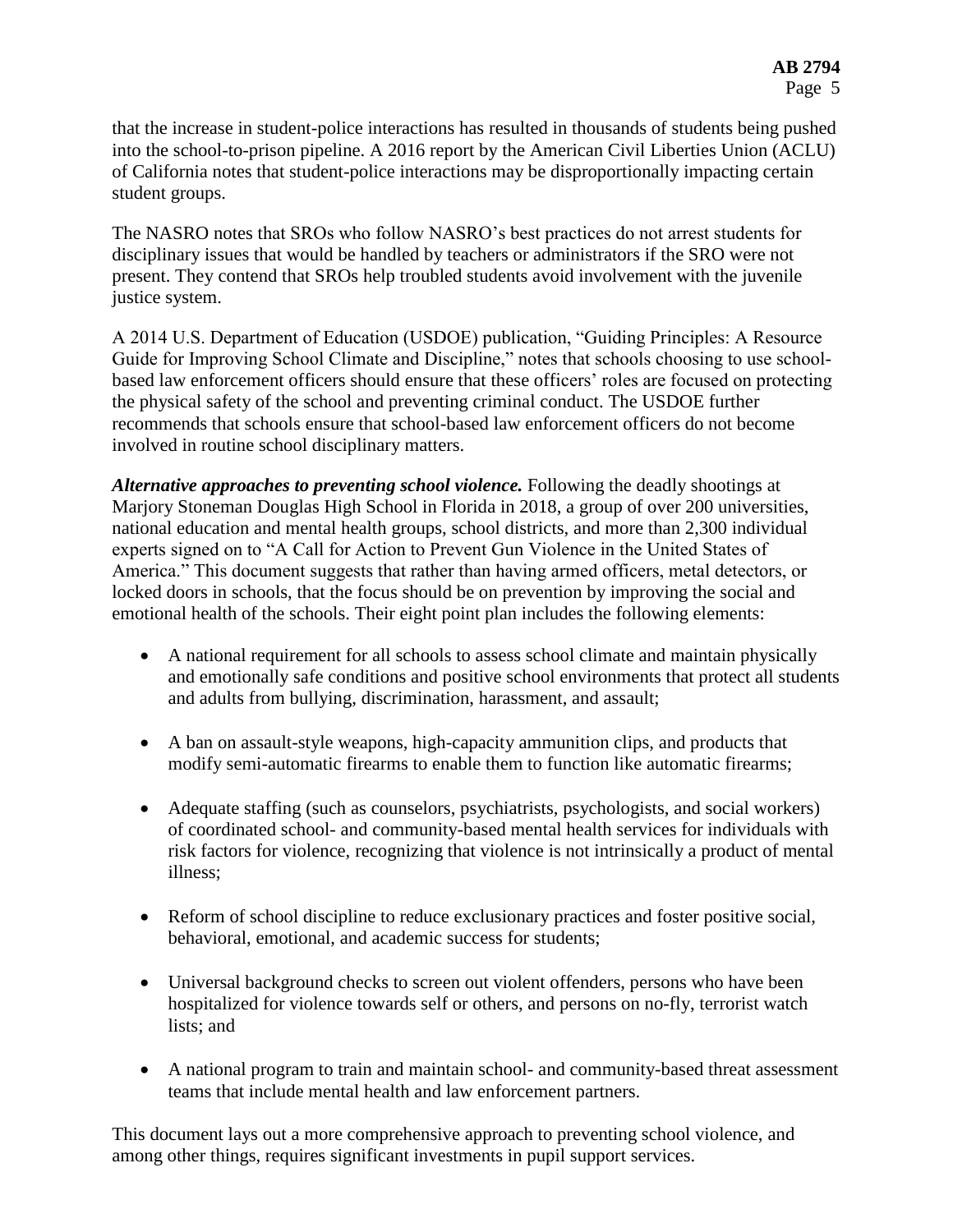that the increase in student-police interactions has resulted in thousands of students being pushed into the school-to-prison pipeline. A 2016 report by the American Civil Liberties Union (ACLU) of California notes that student-police interactions may be disproportionally impacting certain student groups.

The NASRO notes that SROs who follow NASRO's best practices do not arrest students for disciplinary issues that would be handled by teachers or administrators if the SRO were not present. They contend that SROs help troubled students avoid involvement with the juvenile justice system.

A 2014 U.S. Department of Education (USDOE) publication, "Guiding Principles: A Resource Guide for Improving School Climate and Discipline," notes that schools choosing to use school-based law enforcement officers should ensure that these officers' roles are focused on protecting the physical safety of the school and preventing criminal conduct. The USDOE further recommends that schools ensure that school-based law enforcement officers do not become involved in routine school disciplinary matters.

***Alternative approaches to preventing school violence.*** Following the deadly shootings at Marjory Stoneman Douglas High School in Florida in 2018, a group of over 200 universities, national education and mental health groups, school districts, and more than 2,300 individual experts signed on to "A Call for Action to Prevent Gun Violence in the United States of America." This document suggests that rather than having armed officers, metal detectors, or locked doors in schools, that the focus should be on prevention by improving the social and emotional health of the schools. Their eight point plan includes the following elements:

- A national requirement for all schools to assess school climate and maintain physically and emotionally safe conditions and positive school environments that protect all students and adults from bullying, discrimination, harassment, and assault;
- A ban on assault-style weapons, high-capacity ammunition clips, and products that modify semi-automatic firearms to enable them to function like automatic firearms;
- Adequate staffing (such as counselors, psychiatrists, psychologists, and social workers) of coordinated school- and community-based mental health services for individuals with risk factors for violence, recognizing that violence is not intrinsically a product of mental illness;
- Reform of school discipline to reduce exclusionary practices and foster positive social, behavioral, emotional, and academic success for students;
- Universal background checks to screen out violent offenders, persons who have been hospitalized for violence towards self or others, and persons on no-fly, terrorist watch lists; and
- A national program to train and maintain school- and community-based threat assessment teams that include mental health and law enforcement partners.

This document lays out a more comprehensive approach to preventing school violence, and among other things, requires significant investments in pupil support services.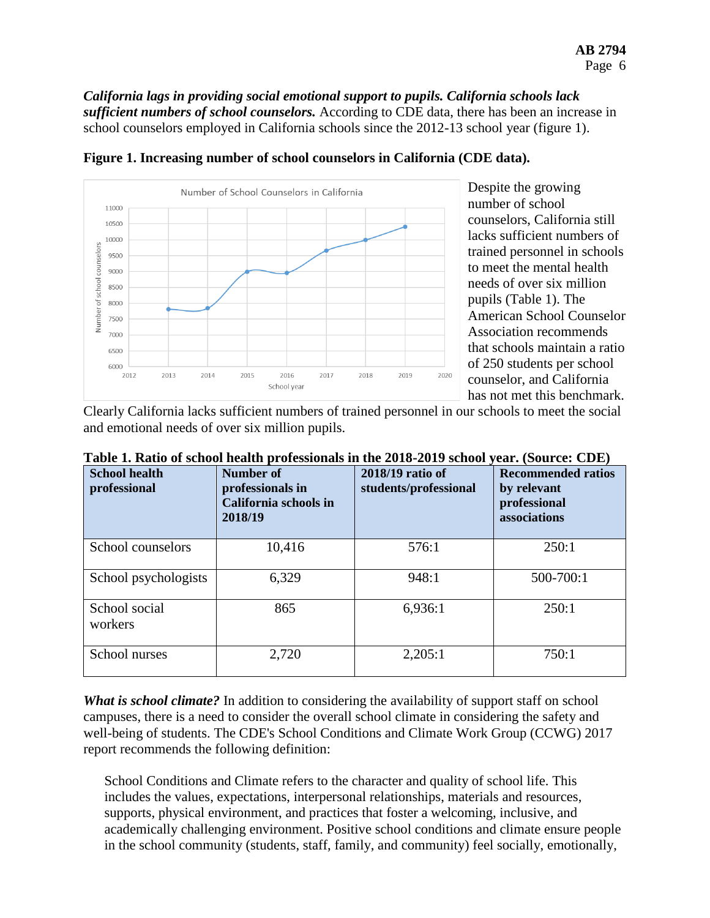***California lags in providing social emotional support to pupils. California schools lack sufficient numbers of school counselors.*** According to CDE data, there has been an increase in school counselors employed in California schools since the 2012-13 school year (figure 1).

**Figure 1. Increasing number of school counselors in California (CDE data).**

Despite the growing number of school counselors, California still lacks sufficient numbers of trained personnel in schools to meet the mental health needs of over six million pupils (Table 1). The American School Counselor Association recommends that schools maintain a ratio of 250 students per school counselor, and California has not met this benchmark. Clearly California lacks sufficient numbers of trained personnel in our schools to meet the social and emotional needs of over six million pupils.

**Table 1. Ratio of school health professionals in the 2018-2019 school year. (Source: CDE)**

| School health professional | Number of professionals in California schools in 2018/19 | 2018/19 ratio of students/professional | Recommended ratios by relevant professional associations |
|---|---|---|---|
| School counselors | 10,416 | 576:1 | 250:1 |
| School psychologists | 6,329 | 948:1 | 500-700:1 |
| School social workers | 865 | 6,936:1 | 250:1 |
| School nurses | 2,720 | 2,205:1 | 750:1 |

***What is school climate?*** In addition to considering the availability of support staff on school campuses, there is a need to consider the overall school climate in considering the safety and well-being of students. The CDE's School Conditions and Climate Work Group (CCWG) 2017 report recommends the following definition:

> School Conditions and Climate refers to the character and quality of school life. This includes the values, expectations, interpersonal relationships, materials and resources, supports, physical environment, and practices that foster a welcoming, inclusive, and academically challenging environment. Positive school conditions and climate ensure people in the school community (students, staff, family, and community) feel socially, emotionally,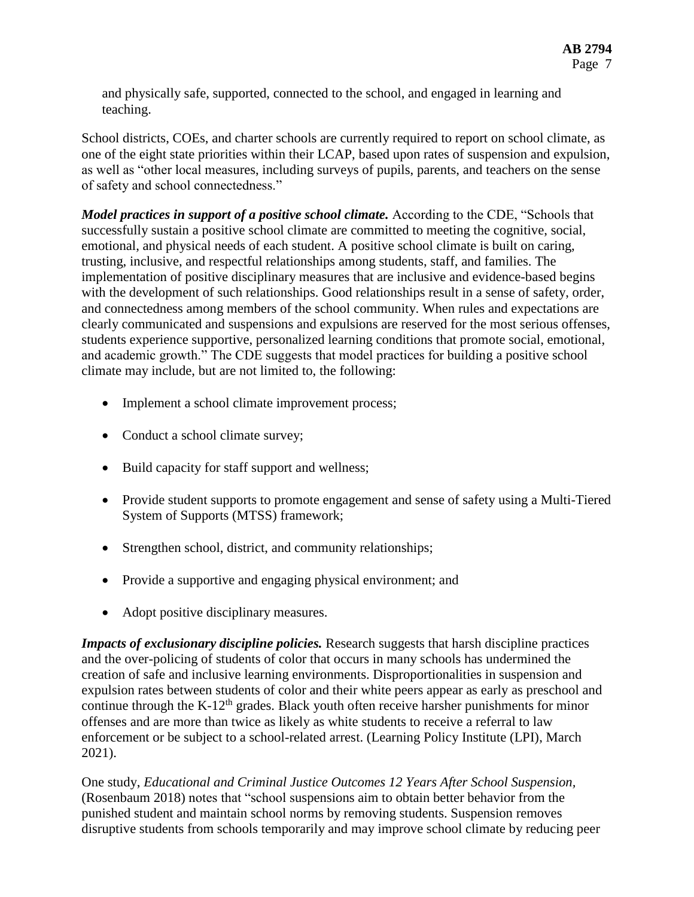and physically safe, supported, connected to the school, and engaged in learning and teaching.

School districts, COEs, and charter schools are currently required to report on school climate, as one of the eight state priorities within their LCAP, based upon rates of suspension and expulsion, as well as "other local measures, including surveys of pupils, parents, and teachers on the sense of safety and school connectedness."

***Model practices in support of a positive school climate.*** According to the CDE, "Schools that successfully sustain a positive school climate are committed to meeting the cognitive, social, emotional, and physical needs of each student. A positive school climate is built on caring, trusting, inclusive, and respectful relationships among students, staff, and families. The implementation of positive disciplinary measures that are inclusive and evidence-based begins with the development of such relationships. Good relationships result in a sense of safety, order, and connectedness among members of the school community. When rules and expectations are clearly communicated and suspensions and expulsions are reserved for the most serious offenses, students experience supportive, personalized learning conditions that promote social, emotional, and academic growth." The CDE suggests that model practices for building a positive school climate may include, but are not limited to, the following:

- Implement a school climate improvement process;
- Conduct a school climate survey;
- Build capacity for staff support and wellness;
- Provide student supports to promote engagement and sense of safety using a Multi-Tiered System of Supports (MTSS) framework;
- Strengthen school, district, and community relationships;
- Provide a supportive and engaging physical environment; and
- Adopt positive disciplinary measures.

***Impacts of exclusionary discipline policies.*** Research suggests that harsh discipline practices and the over-policing of students of color that occurs in many schools has undermined the creation of safe and inclusive learning environments. Disproportionalities in suspension and expulsion rates between students of color and their white peers appear as early as preschool and continue through the K-12th grades. Black youth often receive harsher punishments for minor offenses and are more than twice as likely as white students to receive a referral to law enforcement or be subject to a school-related arrest. (Learning Policy Institute (LPI), March 2021).

One study, *Educational and Criminal Justice Outcomes 12 Years After School Suspension,* (Rosenbaum 2018) notes that "school suspensions aim to obtain better behavior from the punished student and maintain school norms by removing students. Suspension removes disruptive students from schools temporarily and may improve school climate by reducing peer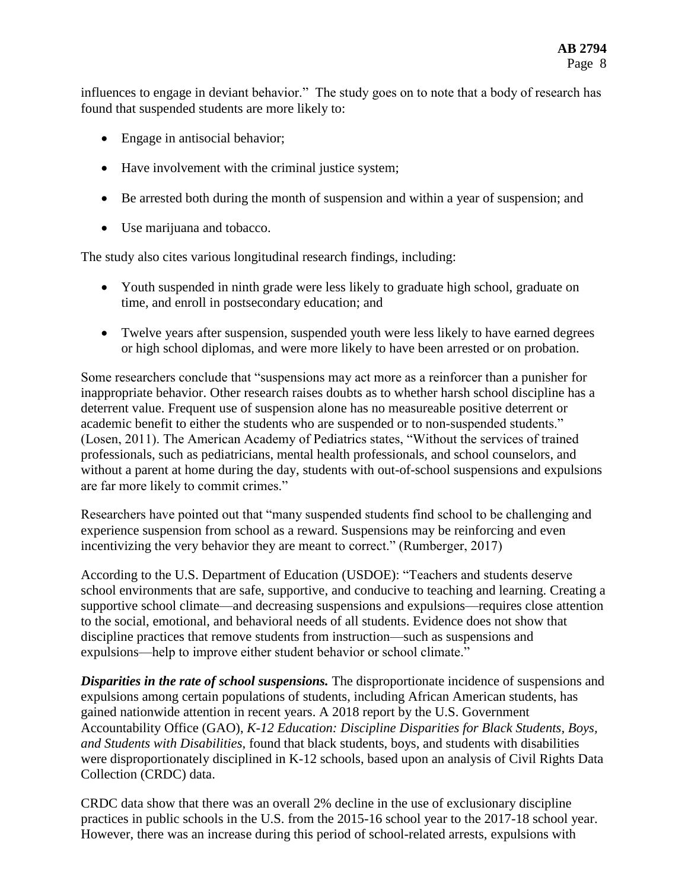influences to engage in deviant behavior." The study goes on to note that a body of research has found that suspended students are more likely to:

- Engage in antisocial behavior;
- Have involvement with the criminal justice system;
- Be arrested both during the month of suspension and within a year of suspension; and
- Use marijuana and tobacco.

The study also cites various longitudinal research findings, including:

- Youth suspended in ninth grade were less likely to graduate high school, graduate on time, and enroll in postsecondary education; and
- Twelve years after suspension, suspended youth were less likely to have earned degrees or high school diplomas, and were more likely to have been arrested or on probation.

Some researchers conclude that "suspensions may act more as a reinforcer than a punisher for inappropriate behavior. Other research raises doubts as to whether harsh school discipline has a deterrent value. Frequent use of suspension alone has no measureable positive deterrent or academic benefit to either the students who are suspended or to non-suspended students." (Losen, 2011). The American Academy of Pediatrics states, "Without the services of trained professionals, such as pediatricians, mental health professionals, and school counselors, and without a parent at home during the day, students with out-of-school suspensions and expulsions are far more likely to commit crimes."

Researchers have pointed out that "many suspended students find school to be challenging and experience suspension from school as a reward. Suspensions may be reinforcing and even incentivizing the very behavior they are meant to correct." (Rumberger, 2017)

According to the U.S. Department of Education (USDOE): "Teachers and students deserve school environments that are safe, supportive, and conducive to teaching and learning. Creating a supportive school climate—and decreasing suspensions and expulsions—requires close attention to the social, emotional, and behavioral needs of all students. Evidence does not show that discipline practices that remove students from instruction—such as suspensions and expulsions—help to improve either student behavior or school climate."

***Disparities in the rate of school suspensions.*** The disproportionate incidence of suspensions and expulsions among certain populations of students, including African American students, has gained nationwide attention in recent years. A 2018 report by the U.S. Government Accountability Office (GAO), *K-12 Education: Discipline Disparities for Black Students, Boys, and Students with Disabilities*, found that black students, boys, and students with disabilities were disproportionately disciplined in K-12 schools, based upon an analysis of Civil Rights Data Collection (CRDC) data.

CRDC data show that there was an overall 2% decline in the use of exclusionary discipline practices in public schools in the U.S. from the 2015-16 school year to the 2017-18 school year. However, there was an increase during this period of school-related arrests, expulsions with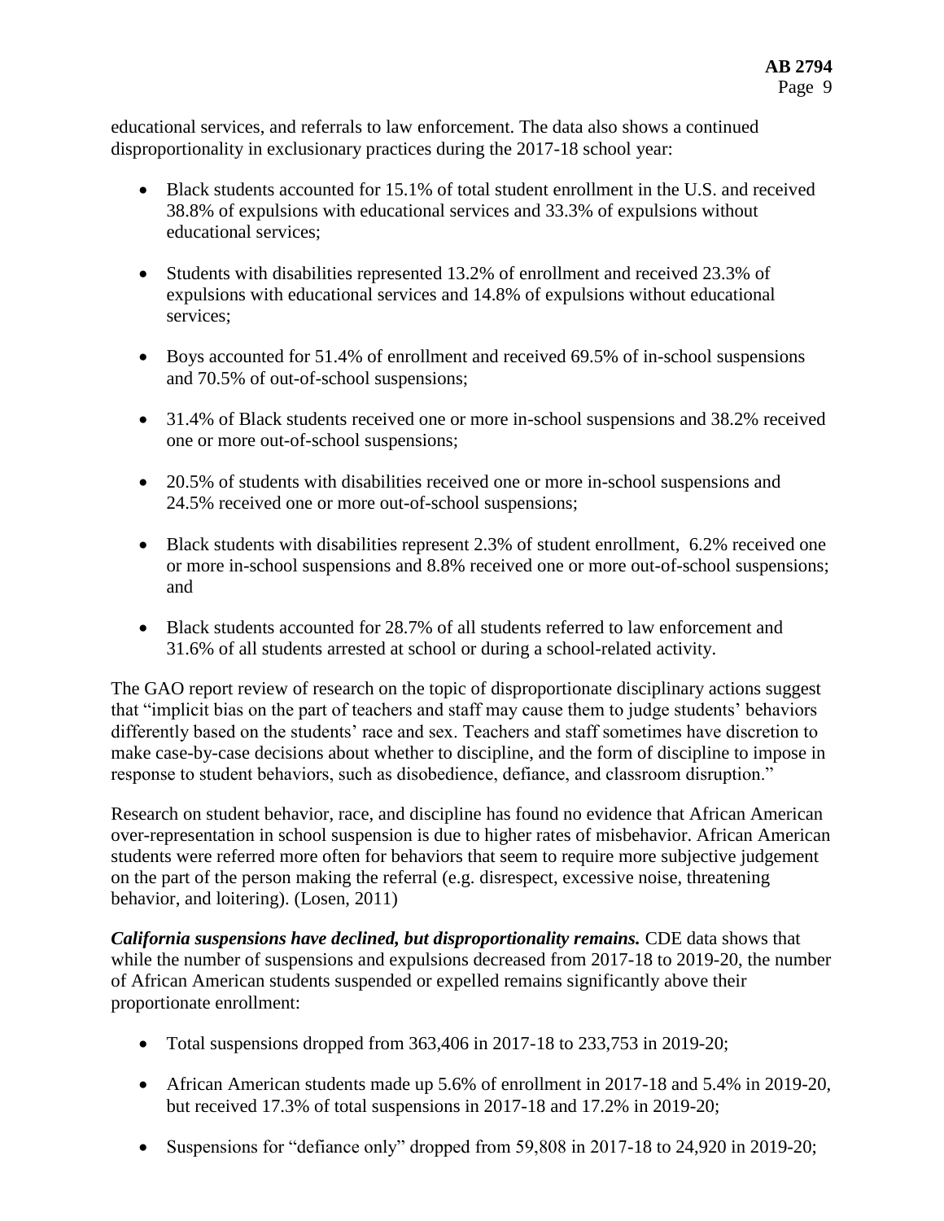educational services, and referrals to law enforcement. The data also shows a continued disproportionality in exclusionary practices during the 2017-18 school year:

- Black students accounted for 15.1% of total student enrollment in the U.S. and received 38.8% of expulsions with educational services and 33.3% of expulsions without educational services;

- Students with disabilities represented 13.2% of enrollment and received 23.3% of expulsions with educational services and 14.8% of expulsions without educational services;

- Boys accounted for 51.4% of enrollment and received 69.5% of in-school suspensions and 70.5% of out-of-school suspensions;

- 31.4% of Black students received one or more in-school suspensions and 38.2% received one or more out-of-school suspensions;

- 20.5% of students with disabilities received one or more in-school suspensions and 24.5% received one or more out-of-school suspensions;

- Black students with disabilities represent 2.3% of student enrollment, 6.2% received one or more in-school suspensions and 8.8% received one or more out-of-school suspensions; and

- Black students accounted for 28.7% of all students referred to law enforcement and 31.6% of all students arrested at school or during a school-related activity.

The GAO report review of research on the topic of disproportionate disciplinary actions suggest that "implicit bias on the part of teachers and staff may cause them to judge students' behaviors differently based on the students' race and sex. Teachers and staff sometimes have discretion to make case-by-case decisions about whether to discipline, and the form of discipline to impose in response to student behaviors, such as disobedience, defiance, and classroom disruption."

Research on student behavior, race, and discipline has found no evidence that African American over-representation in school suspension is due to higher rates of misbehavior. African American students were referred more often for behaviors that seem to require more subjective judgement on the part of the person making the referral (e.g. disrespect, excessive noise, threatening behavior, and loitering). (Losen, 2011)

***California suspensions have declined, but disproportionality remains.*** CDE data shows that while the number of suspensions and expulsions decreased from 2017-18 to 2019-20, the number of African American students suspended or expelled remains significantly above their proportionate enrollment:

- Total suspensions dropped from 363,406 in 2017-18 to 233,753 in 2019-20;

- African American students made up 5.6% of enrollment in 2017-18 and 5.4% in 2019-20, but received 17.3% of total suspensions in 2017-18 and 17.2% in 2019-20;

- Suspensions for "defiance only" dropped from 59,808 in 2017-18 to 24,920 in 2019-20;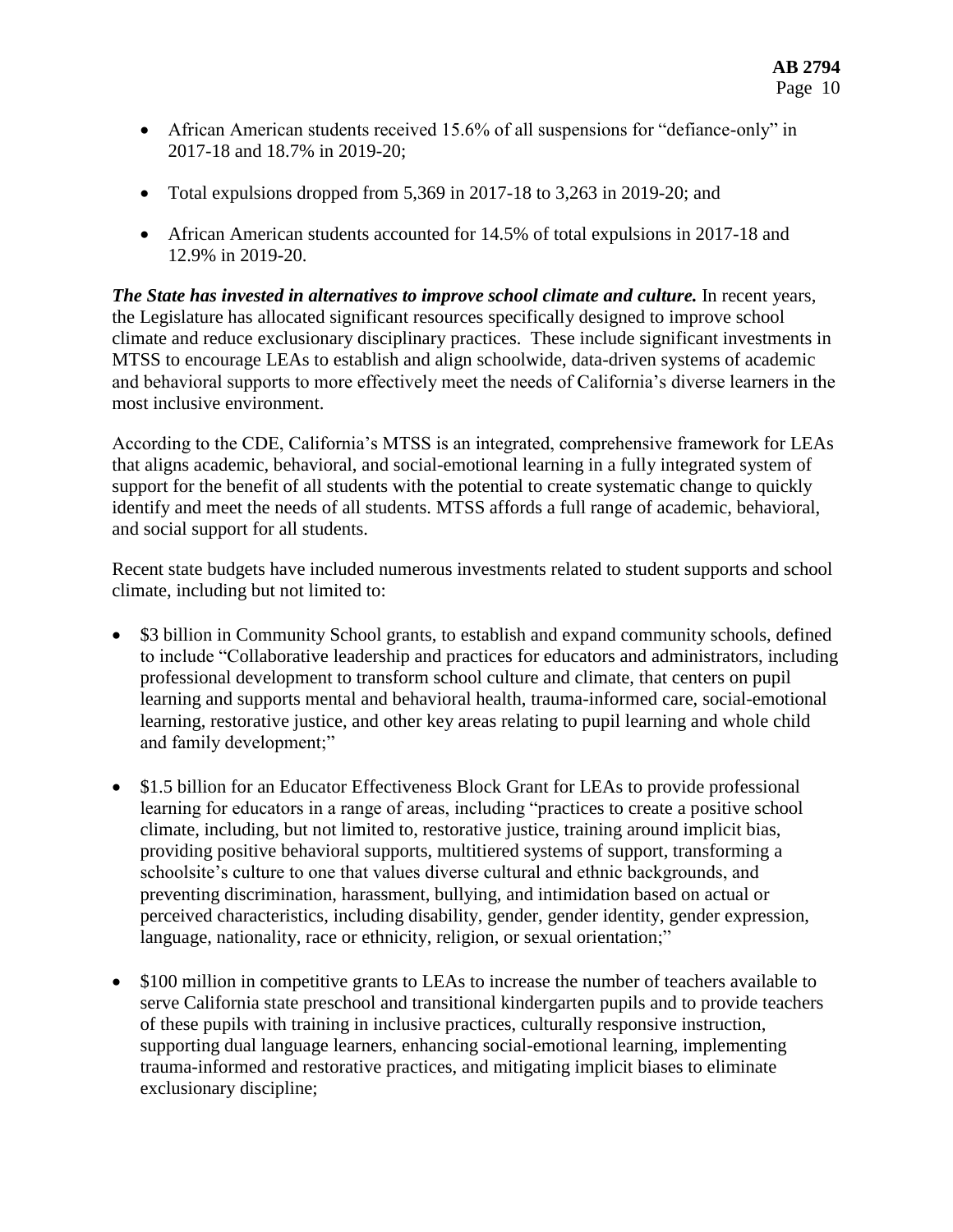- African American students received 15.6% of all suspensions for "defiance-only" in 2017-18 and 18.7% in 2019-20;
- Total expulsions dropped from 5,369 in 2017-18 to 3,263 in 2019-20; and
- African American students accounted for 14.5% of total expulsions in 2017-18 and 12.9% in 2019-20.

***The State has invested in alternatives to improve school climate and culture.*** In recent years, the Legislature has allocated significant resources specifically designed to improve school climate and reduce exclusionary disciplinary practices. These include significant investments in MTSS to encourage LEAs to establish and align schoolwide, data-driven systems of academic and behavioral supports to more effectively meet the needs of California's diverse learners in the most inclusive environment.

According to the CDE, California's MTSS is an integrated, comprehensive framework for LEAs that aligns academic, behavioral, and social-emotional learning in a fully integrated system of support for the benefit of all students with the potential to create systematic change to quickly identify and meet the needs of all students. MTSS affords a full range of academic, behavioral, and social support for all students.

Recent state budgets have included numerous investments related to student supports and school climate, including but not limited to:

- $3 billion in Community School grants, to establish and expand community schools, defined to include "Collaborative leadership and practices for educators and administrators, including professional development to transform school culture and climate, that centers on pupil learning and supports mental and behavioral health, trauma-informed care, social-emotional learning, restorative justice, and other key areas relating to pupil learning and whole child and family development;"
- $1.5 billion for an Educator Effectiveness Block Grant for LEAs to provide professional learning for educators in a range of areas, including "practices to create a positive school climate, including, but not limited to, restorative justice, training around implicit bias, providing positive behavioral supports, multitiered systems of support, transforming a schoolsite's culture to one that values diverse cultural and ethnic backgrounds, and preventing discrimination, harassment, bullying, and intimidation based on actual or perceived characteristics, including disability, gender, gender identity, gender expression, language, nationality, race or ethnicity, religion, or sexual orientation;"
- $100 million in competitive grants to LEAs to increase the number of teachers available to serve California state preschool and transitional kindergarten pupils and to provide teachers of these pupils with training in inclusive practices, culturally responsive instruction, supporting dual language learners, enhancing social-emotional learning, implementing trauma-informed and restorative practices, and mitigating implicit biases to eliminate exclusionary discipline;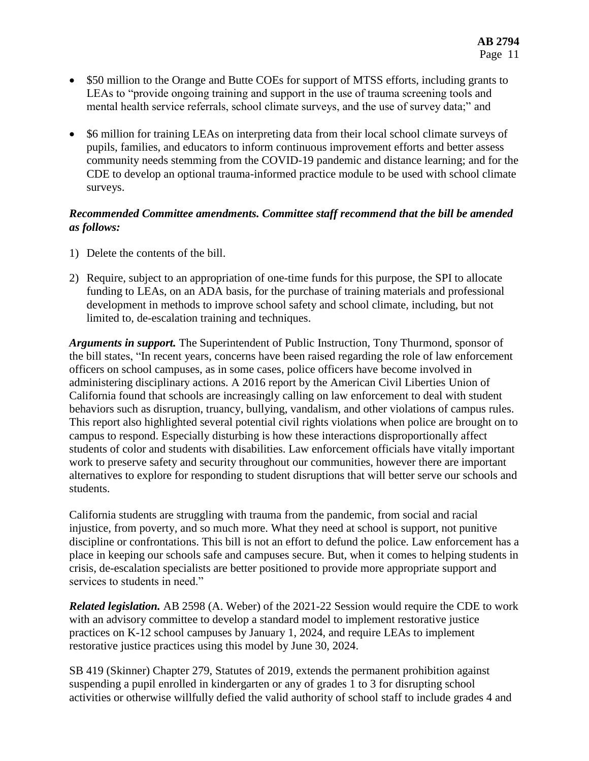- $50 million to the Orange and Butte COEs for support of MTSS efforts, including grants to LEAs to "provide ongoing training and support in the use of trauma screening tools and mental health service referrals, school climate surveys, and the use of survey data;" and

- $6 million for training LEAs on interpreting data from their local school climate surveys of pupils, families, and educators to inform continuous improvement efforts and better assess community needs stemming from the COVID-19 pandemic and distance learning; and for the CDE to develop an optional trauma-informed practice module to be used with school climate surveys.

***Recommended Committee amendments. Committee staff recommend that the bill be amended as follows:***

1) Delete the contents of the bill.

2) Require, subject to an appropriation of one-time funds for this purpose, the SPI to allocate funding to LEAs, on an ADA basis, for the purchase of training materials and professional development in methods to improve school safety and school climate, including, but not limited to, de-escalation training and techniques.

***Arguments in support.*** The Superintendent of Public Instruction, Tony Thurmond, sponsor of the bill states, "In recent years, concerns have been raised regarding the role of law enforcement officers on school campuses, as in some cases, police officers have become involved in administering disciplinary actions. A 2016 report by the American Civil Liberties Union of California found that schools are increasingly calling on law enforcement to deal with student behaviors such as disruption, truancy, bullying, vandalism, and other violations of campus rules. This report also highlighted several potential civil rights violations when police are brought on to campus to respond. Especially disturbing is how these interactions disproportionally affect students of color and students with disabilities. Law enforcement officials have vitally important work to preserve safety and security throughout our communities, however there are important alternatives to explore for responding to student disruptions that will better serve our schools and students.

California students are struggling with trauma from the pandemic, from social and racial injustice, from poverty, and so much more. What they need at school is support, not punitive discipline or confrontations. This bill is not an effort to defund the police. Law enforcement has a place in keeping our schools safe and campuses secure. But, when it comes to helping students in crisis, de-escalation specialists are better positioned to provide more appropriate support and services to students in need."

***Related legislation.*** AB 2598 (A. Weber) of the 2021-22 Session would require the CDE to work with an advisory committee to develop a standard model to implement restorative justice practices on K-12 school campuses by January 1, 2024, and require LEAs to implement restorative justice practices using this model by June 30, 2024.

SB 419 (Skinner) Chapter 279, Statutes of 2019, extends the permanent prohibition against suspending a pupil enrolled in kindergarten or any of grades 1 to 3 for disrupting school activities or otherwise willfully defied the valid authority of school staff to include grades 4 and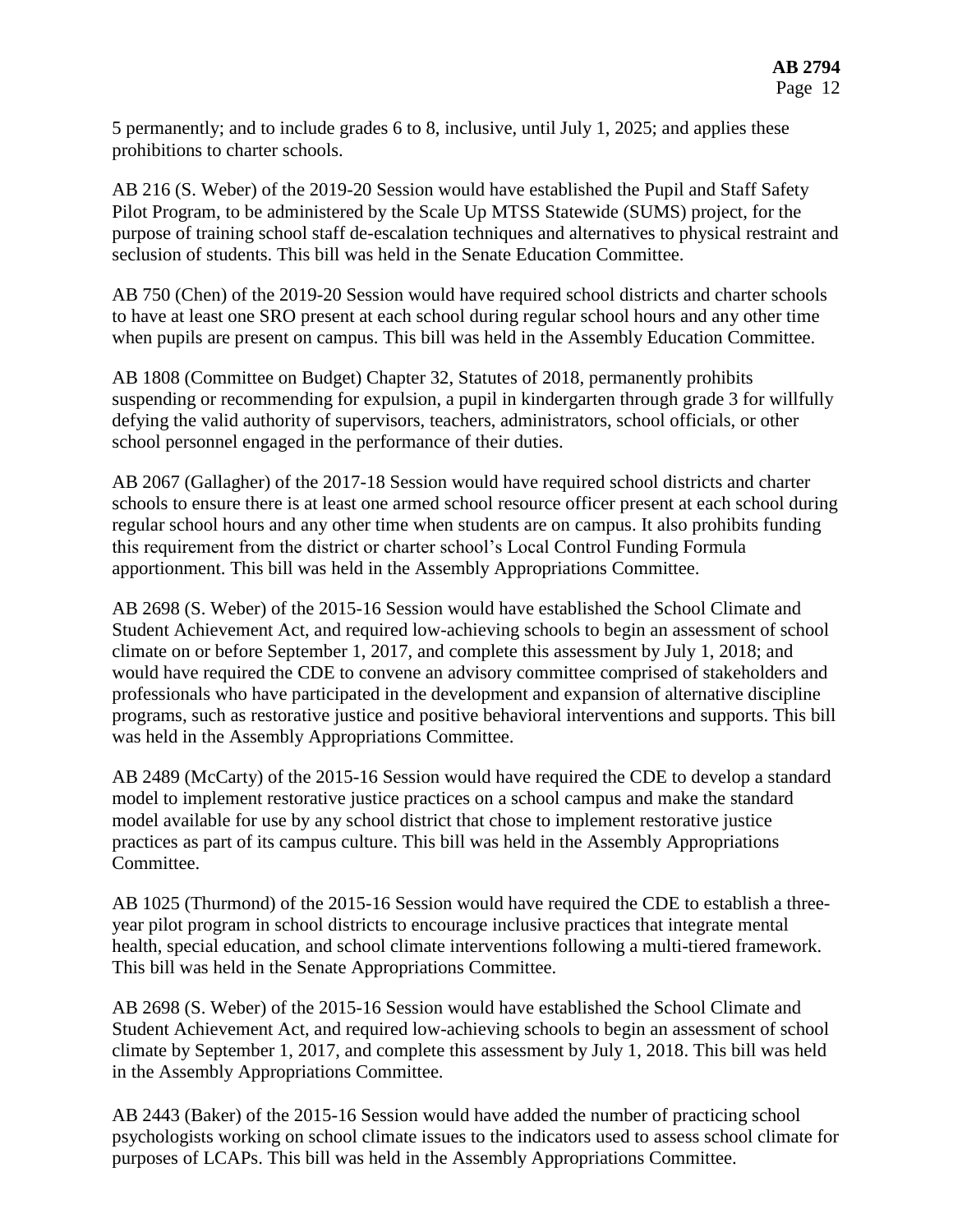5 permanently; and to include grades 6 to 8, inclusive, until July 1, 2025; and applies these prohibitions to charter schools.

AB 216 (S. Weber) of the 2019-20 Session would have established the Pupil and Staff Safety Pilot Program, to be administered by the Scale Up MTSS Statewide (SUMS) project, for the purpose of training school staff de-escalation techniques and alternatives to physical restraint and seclusion of students. This bill was held in the Senate Education Committee.

AB 750 (Chen) of the 2019-20 Session would have required school districts and charter schools to have at least one SRO present at each school during regular school hours and any other time when pupils are present on campus. This bill was held in the Assembly Education Committee.

AB 1808 (Committee on Budget) Chapter 32, Statutes of 2018, permanently prohibits suspending or recommending for expulsion, a pupil in kindergarten through grade 3 for willfully defying the valid authority of supervisors, teachers, administrators, school officials, or other school personnel engaged in the performance of their duties.

AB 2067 (Gallagher) of the 2017-18 Session would have required school districts and charter schools to ensure there is at least one armed school resource officer present at each school during regular school hours and any other time when students are on campus. It also prohibits funding this requirement from the district or charter school's Local Control Funding Formula apportionment. This bill was held in the Assembly Appropriations Committee.

AB 2698 (S. Weber) of the 2015-16 Session would have established the School Climate and Student Achievement Act, and required low-achieving schools to begin an assessment of school climate on or before September 1, 2017, and complete this assessment by July 1, 2018; and would have required the CDE to convene an advisory committee comprised of stakeholders and professionals who have participated in the development and expansion of alternative discipline programs, such as restorative justice and positive behavioral interventions and supports. This bill was held in the Assembly Appropriations Committee.

AB 2489 (McCarty) of the 2015-16 Session would have required the CDE to develop a standard model to implement restorative justice practices on a school campus and make the standard model available for use by any school district that chose to implement restorative justice practices as part of its campus culture. This bill was held in the Assembly Appropriations Committee.

AB 1025 (Thurmond) of the 2015-16 Session would have required the CDE to establish a three-year pilot program in school districts to encourage inclusive practices that integrate mental health, special education, and school climate interventions following a multi-tiered framework. This bill was held in the Senate Appropriations Committee.

AB 2698 (S. Weber) of the 2015-16 Session would have established the School Climate and Student Achievement Act, and required low-achieving schools to begin an assessment of school climate by September 1, 2017, and complete this assessment by July 1, 2018. This bill was held in the Assembly Appropriations Committee.

AB 2443 (Baker) of the 2015-16 Session would have added the number of practicing school psychologists working on school climate issues to the indicators used to assess school climate for purposes of LCAPs. This bill was held in the Assembly Appropriations Committee.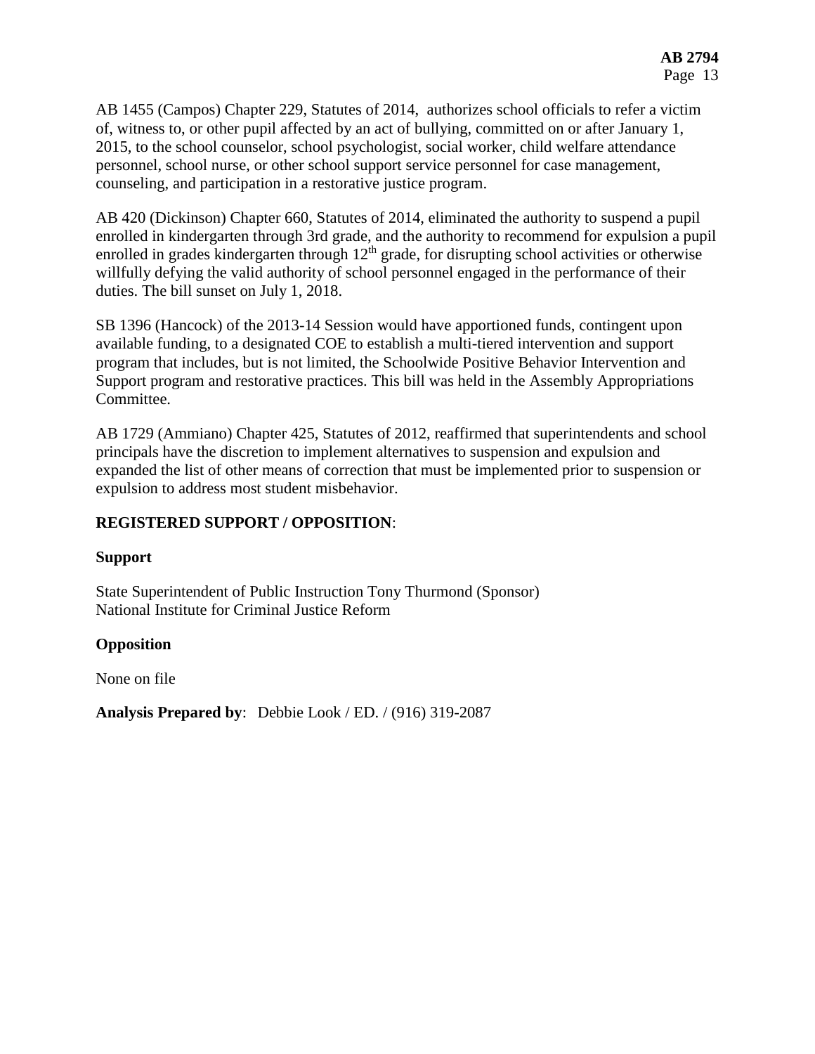AB 1455 (Campos) Chapter 229, Statutes of 2014, authorizes school officials to refer a victim of, witness to, or other pupil affected by an act of bullying, committed on or after January 1, 2015, to the school counselor, school psychologist, social worker, child welfare attendance personnel, school nurse, or other school support service personnel for case management, counseling, and participation in a restorative justice program.

AB 420 (Dickinson) Chapter 660, Statutes of 2014, eliminated the authority to suspend a pupil enrolled in kindergarten through 3rd grade, and the authority to recommend for expulsion a pupil enrolled in grades kindergarten through 12th grade, for disrupting school activities or otherwise willfully defying the valid authority of school personnel engaged in the performance of their duties. The bill sunset on July 1, 2018.

SB 1396 (Hancock) of the 2013-14 Session would have apportioned funds, contingent upon available funding, to a designated COE to establish a multi-tiered intervention and support program that includes, but is not limited, the Schoolwide Positive Behavior Intervention and Support program and restorative practices. This bill was held in the Assembly Appropriations Committee.

AB 1729 (Ammiano) Chapter 425, Statutes of 2012, reaffirmed that superintendents and school principals have the discretion to implement alternatives to suspension and expulsion and expanded the list of other means of correction that must be implemented prior to suspension or expulsion to address most student misbehavior.

**REGISTERED SUPPORT / OPPOSITION**:

**Support**

State Superintendent of Public Instruction Tony Thurmond (Sponsor)
National Institute for Criminal Justice Reform

**Opposition**

None on file

**Analysis Prepared by**: Debbie Look / ED. / (916) 319-2087